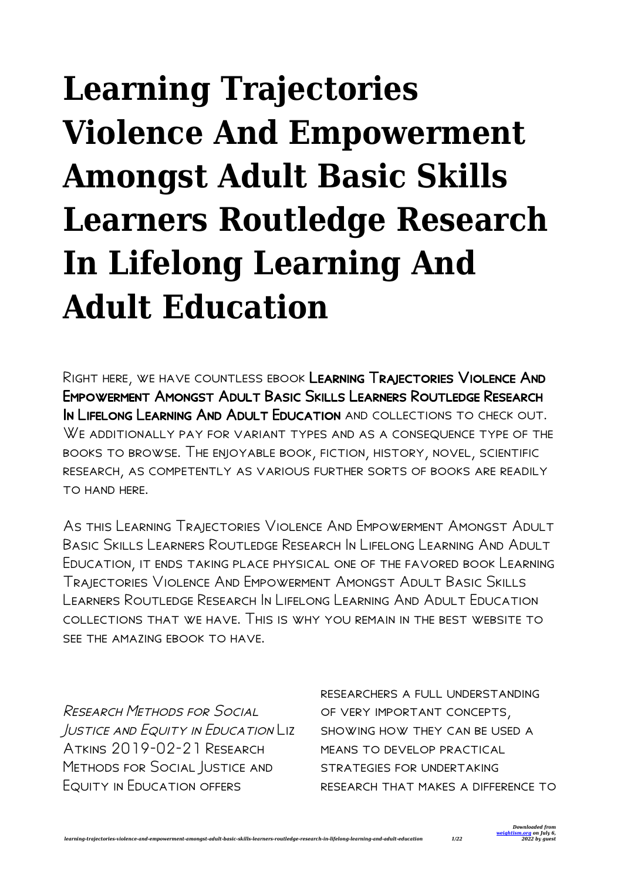# Learning Trajectories Violence And Empowerment Amongst Adult Basic Skills Learners Routledge Research In Lifelong Learning And Adult Education

Right here, we have countless ebook **Learning Trajectories Violence And Empowerment Amongst Adult Basic Skills Learners Routledge Research In Lifelong Learning And Adult Education** and collections to check out. We additionally pay for variant types and as a consequence type of the books to browse. The enjoyable book, fiction, history, novel, scientific research, as competently as various further sorts of books are readily to hand here.

As this Learning Trajectories Violence And Empowerment Amongst Adult Basic Skills Learners Routledge Research In Lifelong Learning And Adult Education, it ends taking place physical one of the favored book Learning Trajectories Violence And Empowerment Amongst Adult Basic Skills Learners Routledge Research In Lifelong Learning And Adult Education collections that we have. This is why you remain in the best website to see the amazing ebook to have.

*Research Methods for Social Justice and Equity in Education* Liz Atkins 2019-02-21 Research Methods for Social Justice and Equity in Education offers researchers a full understanding of very important concepts, showing how they can be used a means to develop practical strategies for undertaking research that makes a difference to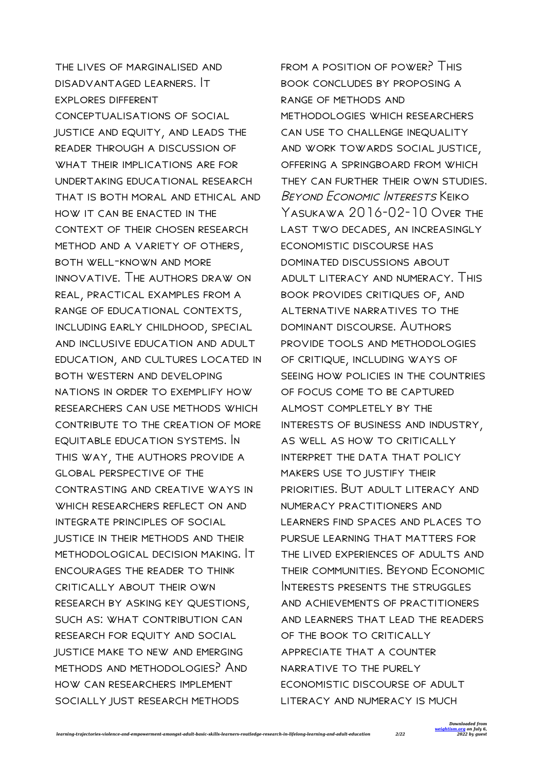the lives of marginalised and disadvantaged learners. It explores different conceptualisations of social justice and equity, and leads the reader through a discussion of what their implications are for undertaking educational research that is both moral and ethical and how it can be enacted in the context of their chosen research method and a variety of others, both well-known and more innovative. The authors draw on real, practical examples from a range of educational contexts, including early childhood, special and inclusive education and adult education, and cultures located in both western and developing nations in order to exemplify how researchers can use methods which contribute to the creation of more equitable education systems. In this way, the authors provide a global perspective of the contrasting and creative ways in which researchers reflect on and integrate principles of social justice in their methods and their methodological decision making. It encourages the reader to think critically about their own research by asking key questions, such as: what contribution can research for equity and social justice make to new and emerging methods and methodologies? And how can researchers implement socially just research methods from a position of power? This book concludes by proposing a range of methods and methodologies which researchers can use to challenge inequality and work towards social justice, offering a springboard from which they can further their own studies.

*Beyond Economic Interests* Keiko Yasukawa 2016-02-10 Over the last two decades, an increasingly economistic discourse has dominated discussions about adult literacy and numeracy. This book provides critiques of, and alternative narratives to the dominant discourse. Authors provide tools and methodologies of critique, including ways of seeing how policies in the countries of focus come to be captured almost completely by the interests of business and industry, as well as how to critically interpret the data that policy makers use to justify their priorities. But adult literacy and numeracy practitioners and learners find spaces and places to pursue learning that matters for the lived experiences of adults and their communities. Beyond Economic Interests presents the struggles and achievements of practitioners and learners that lead the readers of the book to critically appreciate that a counter narrative to the purely economistic discourse of adult literacy and numeracy is much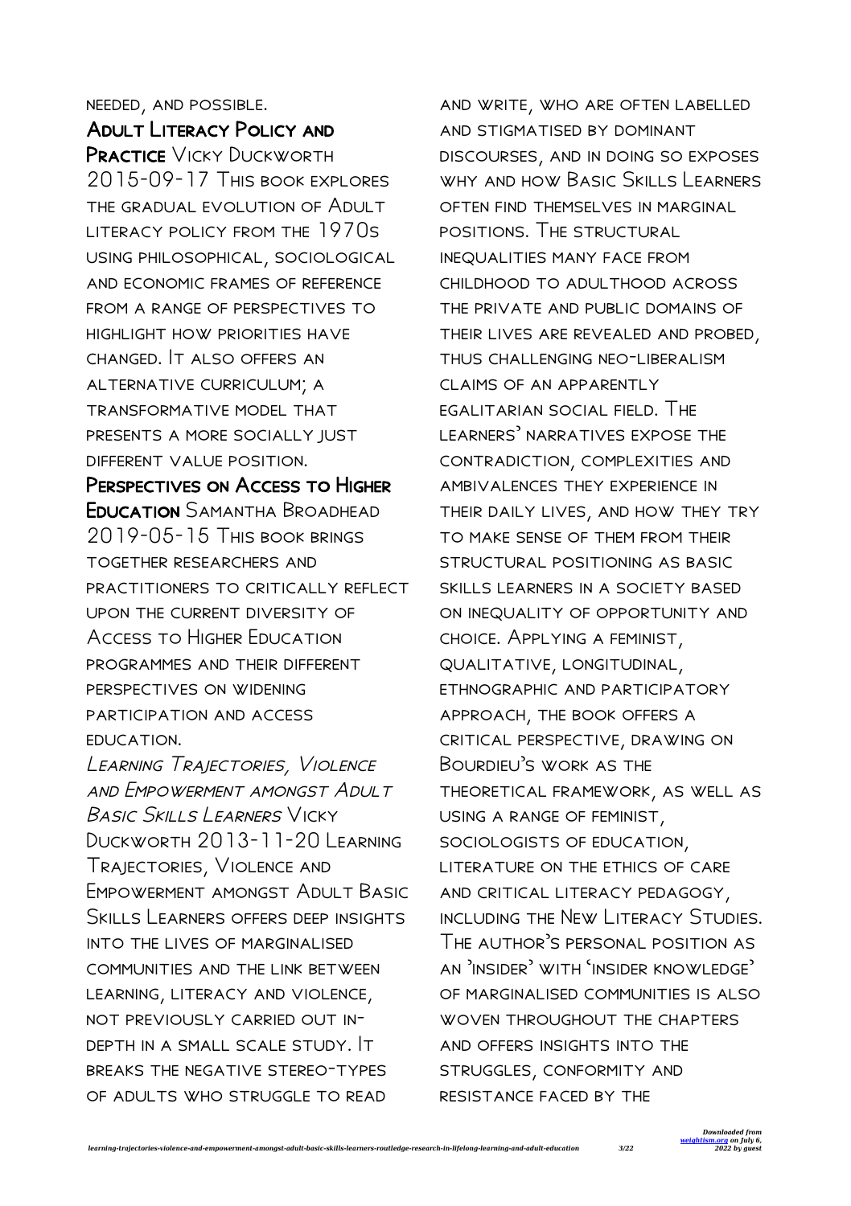needed, and possible.

**Adult Literacy Policy and Practice** Vicky Duckworth 2015-09-17 This book explores the gradual evolution of Adult literacy policy from the 1970s using philosophical, sociological and economic frames of reference from a range of perspectives to highlight how priorities have changed. It also offers an alternative curriculum; a transformative model that presents a more socially just different value position.

**Perspectives on Access to Higher Education** Samantha Broadhead 2019-05-15 This book brings together researchers and practitioners to critically reflect upon the current diversity of Access to Higher Education programmes and their different perspectives on widening participation and access education.

*Learning Trajectories, Violence and Empowerment amongst Adult Basic Skills Learners* Vicky Duckworth 2013-11-20 Learning Trajectories, Violence and Empowerment amongst Adult Basic Skills Learners offers deep insights into the lives of marginalised communities and the link between learning, literacy and violence, not previously carried out in-depth in a small scale study. It breaks the negative stereo-types of adults who struggle to read and write, who are often labelled and stigmatised by dominant discourses, and in doing so exposes why and how Basic Skills Learners often find themselves in marginal positions. The structural inequalities many face from childhood to adulthood across the private and public domains of their lives are revealed and probed, thus challenging neo-liberalism claims of an apparently egalitarian social field. The learners' narratives expose the contradiction, complexities and ambivalences they experience in their daily lives, and how they try to make sense of them from their structural positioning as basic skills learners in a society based on inequality of opportunity and choice. Applying a feminist, qualitative, longitudinal, ethnographic and participatory approach, the book offers a critical perspective, drawing on Bourdieu's work as the theoretical framework, as well as using a range of feminist, sociologists of education, literature on the ethics of care and critical literacy pedagogy, including the New Literacy Studies. The author's personal position as an 'insider' with 'insider knowledge' of marginalised communities is also woven throughout the chapters and offers insights into the struggles, conformity and resistance faced by the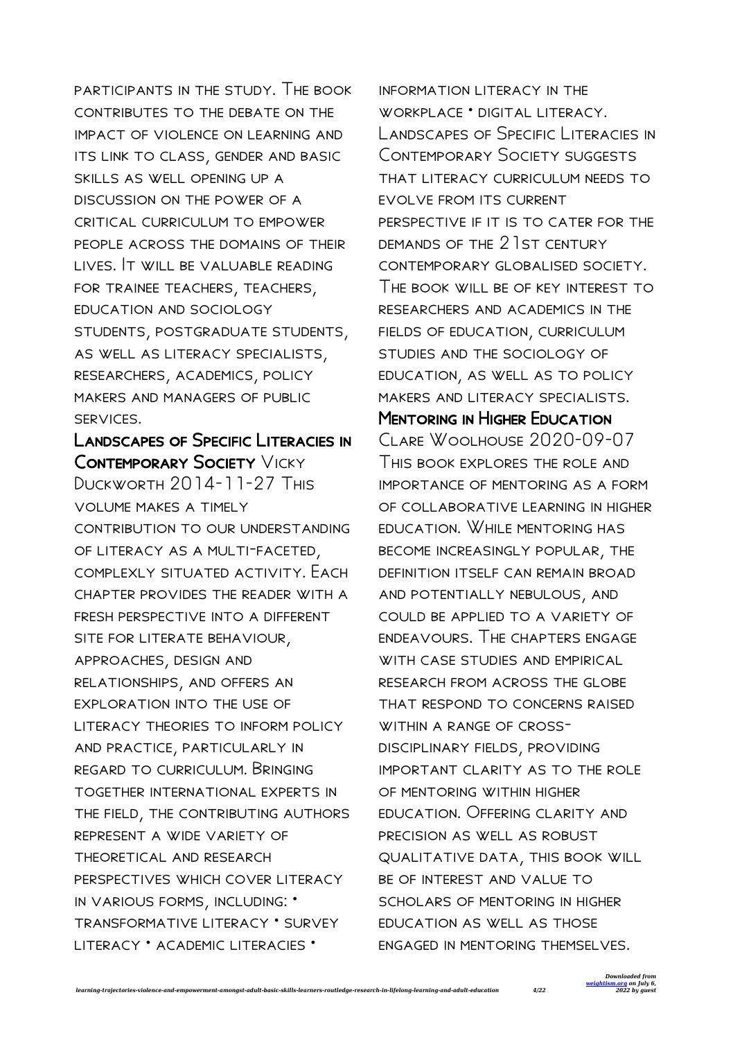participants in the study. The book contributes to the debate on the impact of violence on learning and its link to class, gender and basic skills as well opening up a discussion on the power of a critical curriculum to empower people across the domains of their lives. It will be valuable reading for trainee teachers, teachers, education and sociology students, postgraduate students, as well as literacy specialists, researchers, academics, policy makers and managers of public services.

## Landscapes of Specific Literacies in Contemporary Society

Vicky Duckworth 2014-11-27 This volume makes a timely contribution to our understanding of literacy as a multi-faceted, complexly situated activity. Each chapter provides the reader with a fresh perspective into a different site for literate behaviour, approaches, design and relationships, and offers an exploration into the use of literacy theories to inform policy and practice, particularly in regard to curriculum. Bringing together international experts in the field, the contributing authors represent a wide variety of theoretical and research perspectives which cover literacy in various forms, including: • transformative literacy • survey literacy • academic literacies • information literacy in the workplace • digital literacy. Landscapes of Specific Literacies in Contemporary Society suggests that literacy curriculum needs to evolve from its current perspective if it is to cater for the demands of the 21st century contemporary globalised society. The book will be of key interest to researchers and academics in the fields of education, curriculum studies and the sociology of education, as well as to policy makers and literacy specialists.

## Mentoring in Higher Education

Clare Woolhouse 2020-09-07 This book explores the role and importance of mentoring as a form of collaborative learning in higher education. While mentoring has become increasingly popular, the definition itself can remain broad and potentially nebulous, and could be applied to a variety of endeavours. The chapters engage with case studies and empirical research from across the globe that respond to concerns raised within a range of cross-disciplinary fields, providing important clarity as to the role of mentoring within higher education. Offering clarity and precision as well as robust qualitative data, this book will be of interest and value to scholars of mentoring in higher education as well as those engaged in mentoring themselves.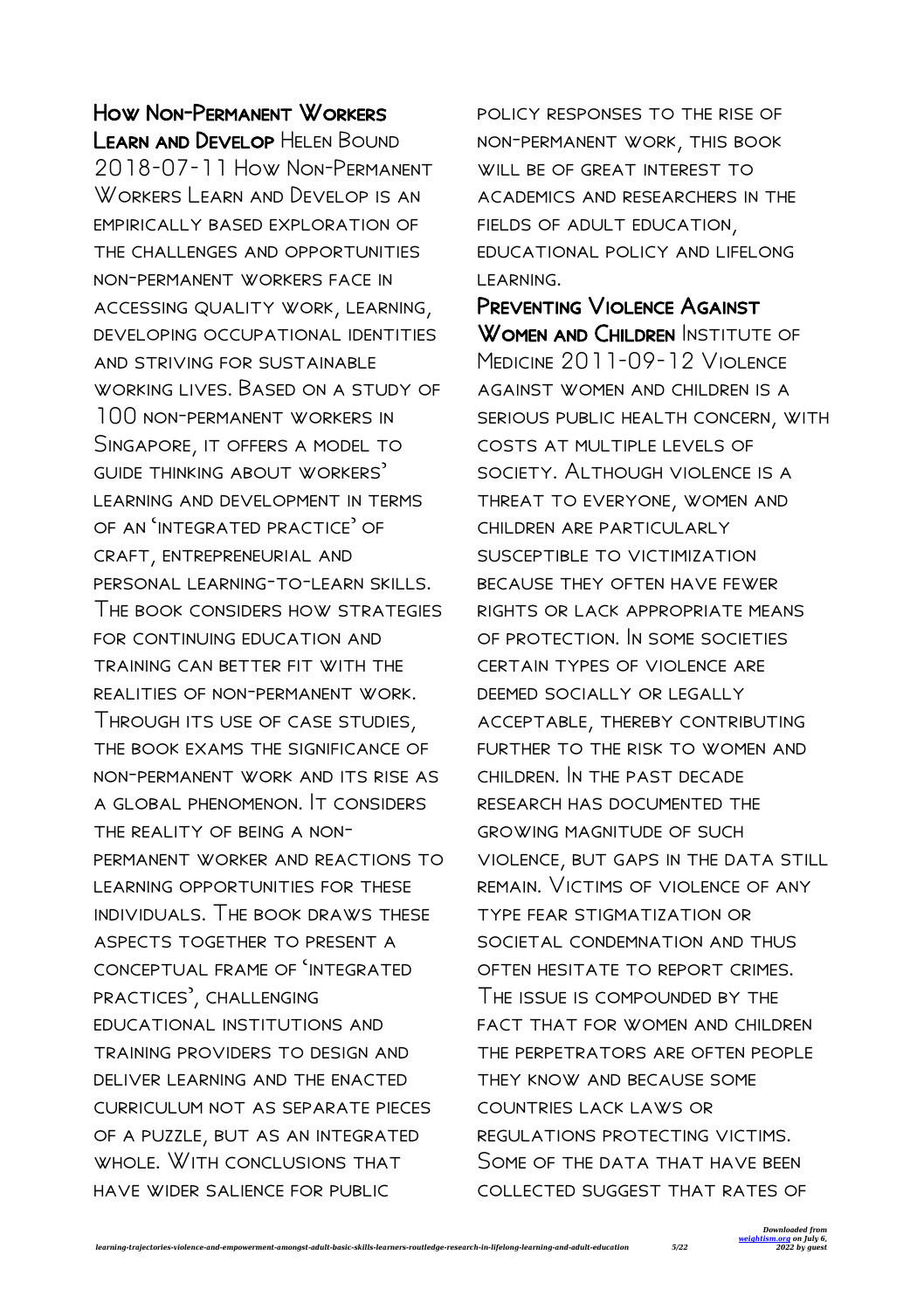**How Non-Permanent Workers Learn and Develop** Helen Bound 2018-07-11 How Non-Permanent Workers Learn and Develop is an empirically based exploration of the challenges and opportunities non-permanent workers face in accessing quality work, learning, developing occupational identities and striving for sustainable working lives. Based on a study of 100 non-permanent workers in Singapore, it offers a model to guide thinking about workers' learning and development in terms of an 'integrated practice' of craft, entrepreneurial and personal learning-to-learn skills. The book considers how strategies for continuing education and training can better fit with the realities of non-permanent work. Through its use of case studies, the book exams the significance of non-permanent work and its rise as a global phenomenon. It considers the reality of being a non-permanent worker and reactions to learning opportunities for these individuals. The book draws these aspects together to present a conceptual frame of 'integrated practices', challenging educational institutions and training providers to design and deliver learning and the enacted curriculum not as separate pieces of a puzzle, but as an integrated whole. With conclusions that have wider salience for public policy responses to the rise of non-permanent work, this book will be of great interest to academics and researchers in the fields of adult education, educational policy and lifelong learning.

**Preventing Violence Against Women and Children** Institute of Medicine 2011-09-12 Violence against women and children is a serious public health concern, with costs at multiple levels of society. Although violence is a threat to everyone, women and children are particularly susceptible to victimization because they often have fewer rights or lack appropriate means of protection. In some societies certain types of violence are deemed socially or legally acceptable, thereby contributing further to the risk to women and children. In the past decade research has documented the growing magnitude of such violence, but gaps in the data still remain. Victims of violence of any type fear stigmatization or societal condemnation and thus often hesitate to report crimes. The issue is compounded by the fact that for women and children the perpetrators are often people they know and because some countries lack laws or regulations protecting victims. Some of the data that have been collected suggest that rates of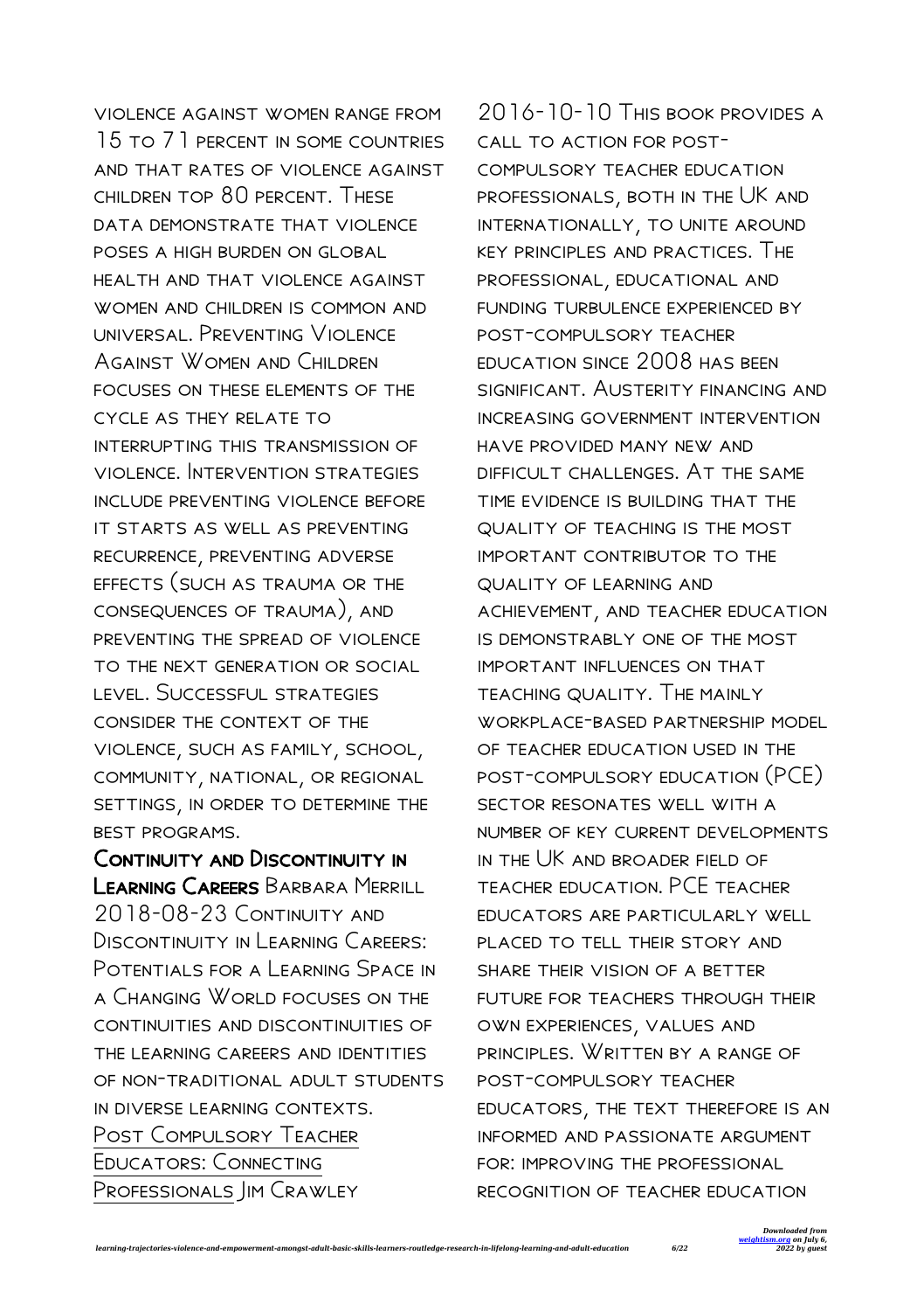violence against women range from 15 to 71 percent in some countries and that rates of violence against children top 80 percent. These data demonstrate that violence poses a high burden on global health and that violence against women and children is common and universal. Preventing Violence Against Women and Children focuses on these elements of the cycle as they relate to interrupting this transmission of violence. Intervention strategies include preventing violence before it starts as well as preventing recurrence, preventing adverse effects (such as trauma or the consequences of trauma), and preventing the spread of violence to the next generation or social level. Successful strategies consider the context of the violence, such as family, school, community, national, or regional settings, in order to determine the best programs.

**Continuity and Discontinuity in Learning Careers** Barbara Merrill 2018-08-23 Continuity and Discontinuity in Learning Careers: Potentials for a Learning Space in a Changing World focuses on the continuities and discontinuities of the learning careers and identities of non-traditional adult students in diverse learning contexts.

Post Compulsory Teacher Educators: Connecting Professionals Jim Crawley 2016-10-10 This book provides a call to action for post-compulsory teacher education professionals, both in the UK and internationally, to unite around key principles and practices. The professional, educational and funding turbulence experienced by post-compulsory teacher education since 2008 has been significant. Austerity financing and increasing government intervention have provided many new and difficult challenges. At the same time evidence is building that the quality of teaching is the most important contributor to the quality of learning and achievement, and teacher education is demonstrably one of the most important influences on that teaching quality. The mainly workplace-based partnership model of teacher education used in the post-compulsory education (PCE) sector resonates well with a number of key current developments in the UK and broader field of teacher education. PCE teacher educators are particularly well placed to tell their story and share their vision of a better future for teachers through their own experiences, values and principles. Written by a range of post-compulsory teacher educators, the text therefore is an informed and passionate argument for: improving the professional recognition of teacher education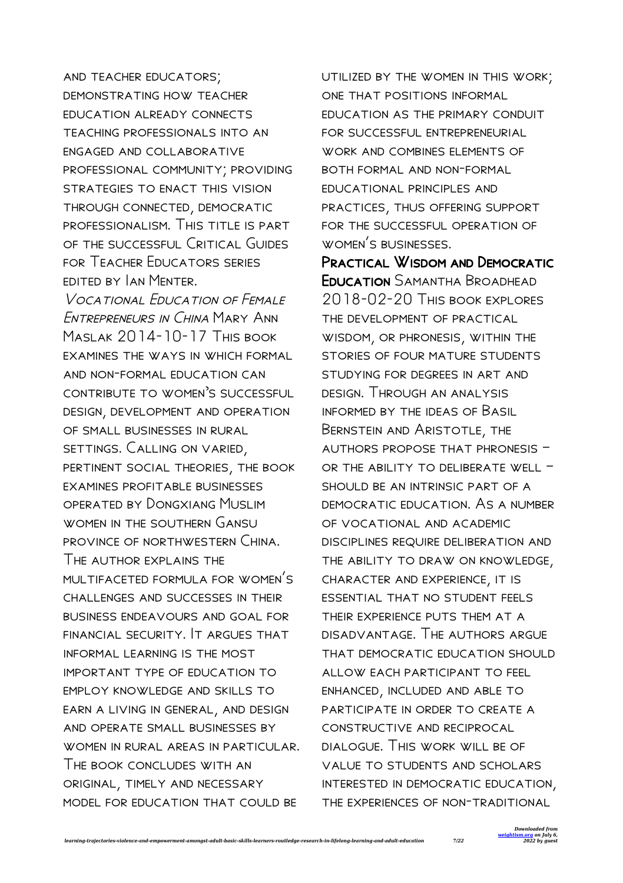and teacher educators; demonstrating how teacher education already connects teaching professionals into an engaged and collaborative professional community; providing strategies to enact this vision through connected, democratic professionalism. This title is part of the successful Critical Guides for Teacher Educators series edited by Ian Menter.

*Vocational Education of Female Entrepreneurs in China* Mary Ann Maslak 2014-10-17 This book examines the ways in which formal and non-formal education can contribute to women's successful design, development and operation of small businesses in rural settings. Calling on varied, pertinent social theories, the book examines profitable businesses operated by Dongxiang Muslim women in the southern Gansu province of northwestern China. The author explains the multifaceted formula for women's challenges and successes in their business endeavours and goal for financial security. It argues that informal learning is the most important type of education to employ knowledge and skills to earn a living in general, and design and operate small businesses by women in rural areas in particular. The book concludes with an original, timely and necessary model for education that could be utilized by the women in this work; one that positions informal education as the primary conduit for successful entrepreneurial work and combines elements of both formal and non-formal educational principles and practices, thus offering support for the successful operation of women's businesses.

**Practical Wisdom and Democratic Education** Samantha Broadhead 2018-02-20 This book explores the development of practical wisdom, or phronesis, within the stories of four mature students studying for degrees in art and design. Through an analysis informed by the ideas of Basil Bernstein and Aristotle, the authors propose that phronesis – or the ability to deliberate well – should be an intrinsic part of a democratic education. As a number of vocational and academic disciplines require deliberation and the ability to draw on knowledge, character and experience, it is essential that no student feels their experience puts them at a disadvantage. The authors argue that democratic education should allow each participant to feel enhanced, included and able to participate in order to create a constructive and reciprocal dialogue. This work will be of value to students and scholars interested in democratic education, the experiences of non-traditional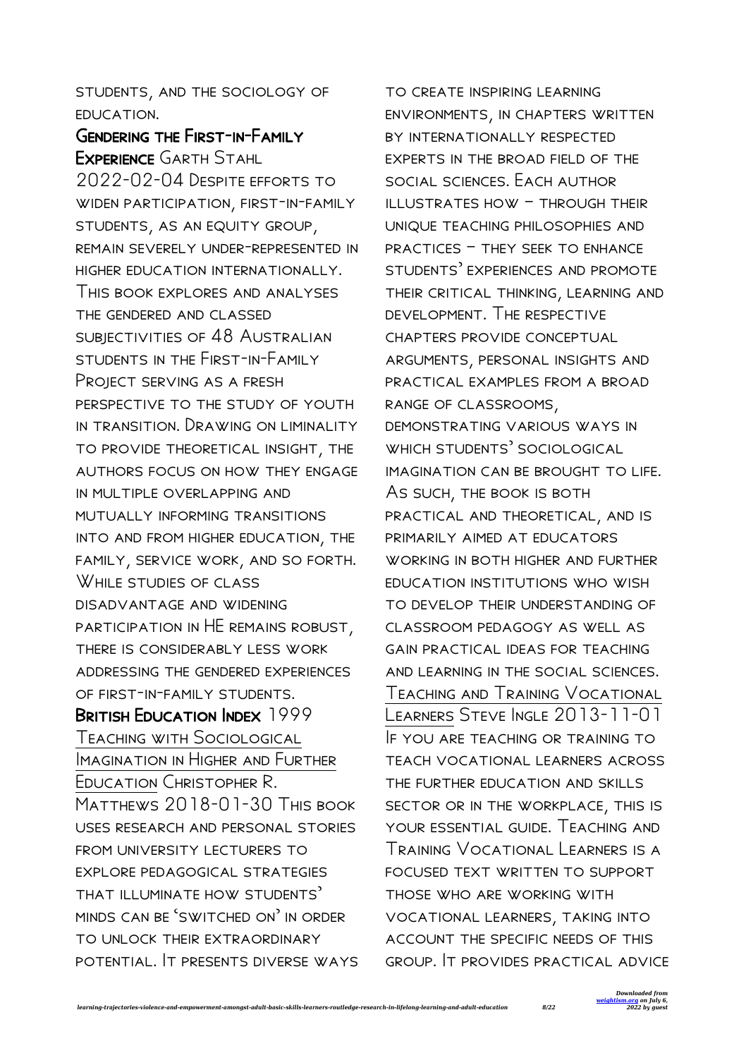students, and the sociology of education.

**Gendering the First-in-Family Experience** Garth Stahl 2022-02-04 Despite efforts to widen participation, first-in-family students, as an equity group, remain severely under-represented in higher education internationally. This book explores and analyses the gendered and classed subjectivities of 48 Australian students in the First-in-Family Project serving as a fresh perspective to the study of youth in transition. Drawing on liminality to provide theoretical insight, the authors focus on how they engage in multiple overlapping and mutually informing transitions into and from higher education, the family, service work, and so forth. While studies of class disadvantage and widening participation in HE remains robust, there is considerably less work addressing the gendered experiences of first-in-family students.

**British Education Index** 1999

Teaching with Sociological Imagination in Higher and Further Education Christopher R. Matthews 2018-01-30 This book uses research and personal stories from university lecturers to explore pedagogical strategies that illuminate how students' minds can be 'switched on' in order to unlock their extraordinary potential. It presents diverse ways to create inspiring learning environments, in chapters written by internationally respected experts in the broad field of the social sciences. Each author illustrates how – through their unique teaching philosophies and practices – they seek to enhance students' experiences and promote their critical thinking, learning and development. The respective chapters provide conceptual arguments, personal insights and practical examples from a broad range of classrooms, demonstrating various ways in which students' sociological imagination can be brought to life. As such, the book is both practical and theoretical, and is primarily aimed at educators working in both higher and further education institutions who wish to develop their understanding of classroom pedagogy as well as gain practical ideas for teaching and learning in the social sciences.

Teaching and Training Vocational Learners Steve Ingle 2013-11-01 If you are teaching or training to teach vocational learners across the further education and skills sector or in the workplace, this is your essential guide. Teaching and Training Vocational Learners is a focused text written to support those who are working with vocational learners, taking into account the specific needs of this group. It provides practical advice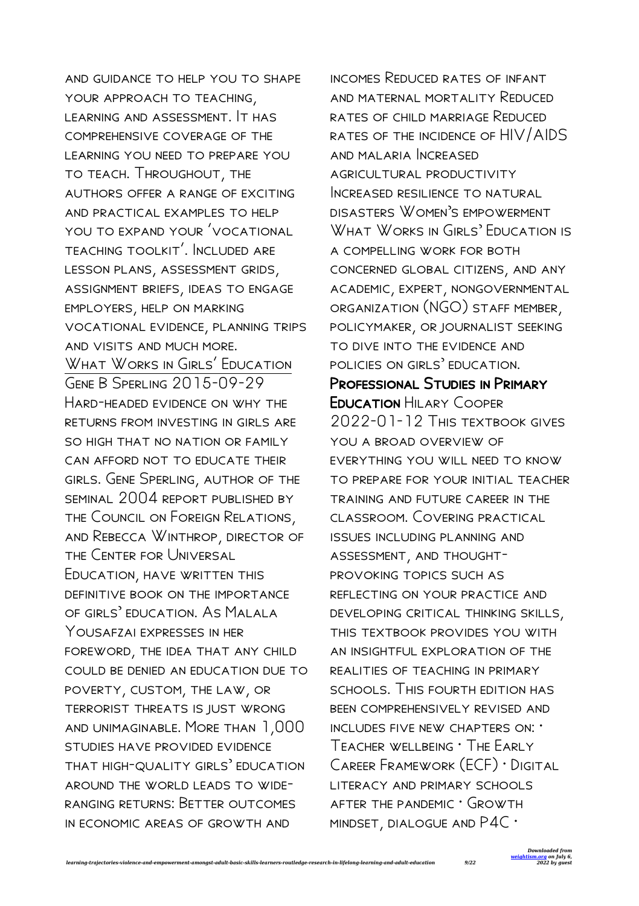and guidance to help you to shape your approach to teaching, learning and assessment. It has comprehensive coverage of the learning you need to prepare you to teach. Throughout, the authors offer a range of exciting and practical examples to help you to expand your 'vocational teaching toolkit'. Included are lesson plans, assessment grids, assignment briefs, ideas to engage employers, help on marking vocational evidence, planning trips and visits and much more.

What Works in Girls' Education Gene B Sperling 2015-09-29 Hard-headed evidence on why the returns from investing in girls are so high that no nation or family can afford not to educate their girls. Gene Sperling, author of the seminal 2004 report published by the Council on Foreign Relations, and Rebecca Winthrop, director of the Center for Universal Education, have written this definitive book on the importance of girls' education. As Malala Yousafzai expresses in her foreword, the idea that any child could be denied an education due to poverty, custom, the law, or terrorist threats is just wrong and unimaginable. More than 1,000 studies have provided evidence that high-quality girls' education around the world leads to wide-ranging returns: Better outcomes in economic areas of growth and incomes Reduced rates of infant and maternal mortality Reduced rates of child marriage Reduced rates of the incidence of HIV/AIDS and malaria Increased agricultural productivity Increased resilience to natural disasters Women's empowerment What Works in Girls' Education is a compelling work for both concerned global citizens, and any academic, expert, nongovernmental organization (NGO) staff member, policymaker, or journalist seeking to dive into the evidence and policies on girls' education.

**Professional Studies in Primary Education** Hilary Cooper 2022-01-12 This textbook gives you a broad overview of everything you will need to know to prepare for your initial teacher training and future career in the classroom. Covering practical issues including planning and assessment, and thought-provoking topics such as reflecting on your practice and developing critical thinking skills, this textbook provides you with an insightful exploration of the realities of teaching in primary schools. This fourth edition has been comprehensively revised and includes five new chapters on: • Teacher wellbeing • The Early Career Framework (ECF) • Digital literacy and primary schools after the pandemic • Growth mindset, dialogue and P4C •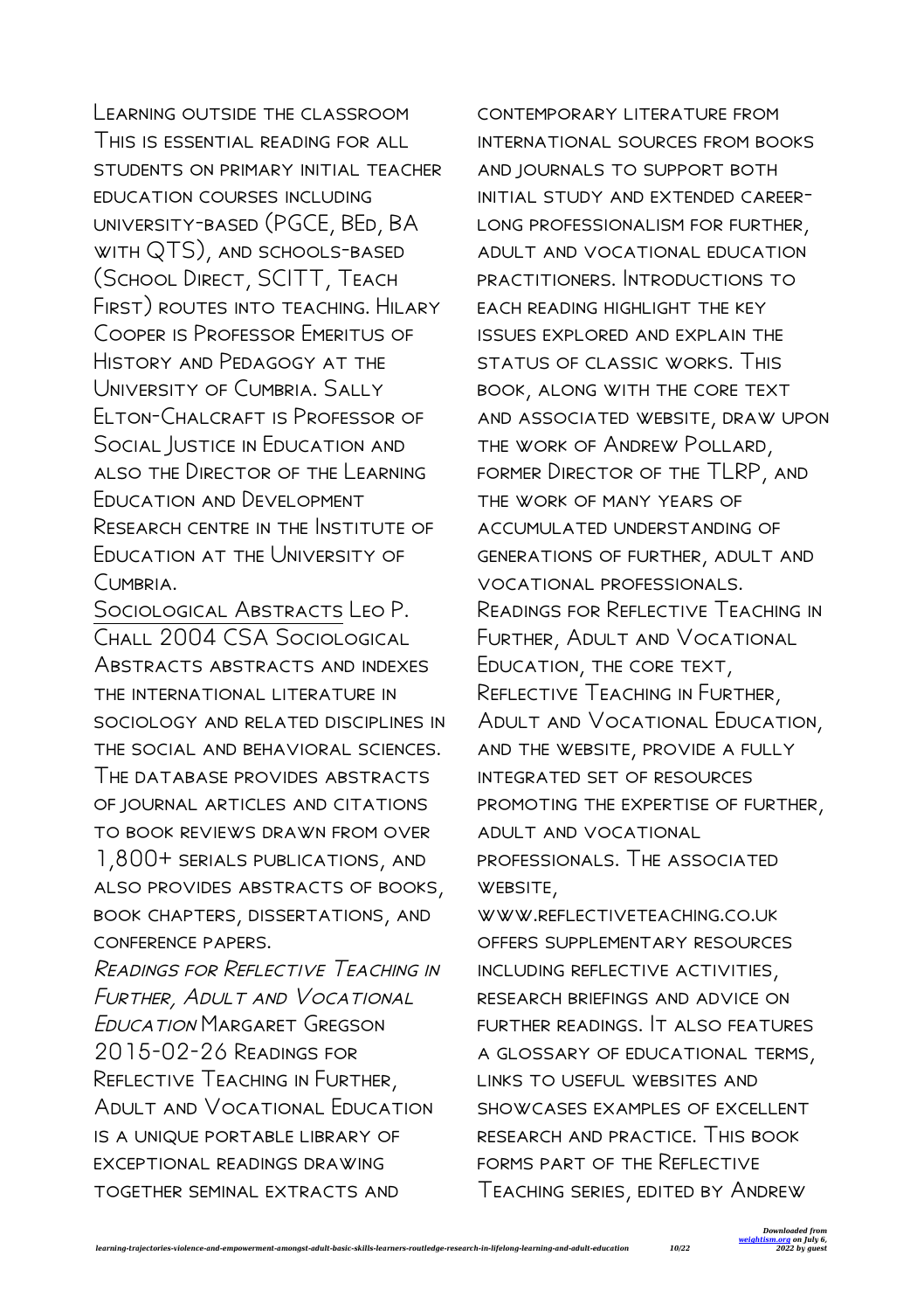Learning outside the classroom This is essential reading for all students on primary initial teacher education courses including university-based (PGCE, BEd, BA with QTS), and schools-based (School Direct, SCITT, Teach First) routes into teaching. Hilary Cooper is Professor Emeritus of History and Pedagogy at the University of Cumbria. Sally Elton-Chalcraft is Professor of Social Justice in Education and also the Director of the Learning Education and Development Research centre in the Institute of Education at the University of Cumbria.

Sociological Abstracts Leo P. Chall 2004 CSA Sociological Abstracts abstracts and indexes the international literature in sociology and related disciplines in the social and behavioral sciences. The database provides abstracts of journal articles and citations to book reviews drawn from over 1,800+ serials publications, and also provides abstracts of books, book chapters, dissertations, and conference papers.

*Readings for Reflective Teaching in Further, Adult and Vocational Education* Margaret Gregson 2015-02-26 Readings for Reflective Teaching in Further, Adult and Vocational Education is a unique portable library of exceptional readings drawing together seminal extracts and contemporary literature from international sources from books and journals to support both initial study and extended career-long professionalism for further, adult and vocational education practitioners. Introductions to each reading highlight the key issues explored and explain the status of classic works. This book, along with the core text and associated website, draw upon the work of Andrew Pollard, former Director of the TLRP, and the work of many years of accumulated understanding of generations of further, adult and vocational professionals. Readings for Reflective Teaching in Further, Adult and Vocational Education, the core text, Reflective Teaching in Further, Adult and Vocational Education, and the website, provide a fully integrated set of resources promoting the expertise of further, adult and vocational professionals. The associated website, www.reflectiveteaching.co.uk offers supplementary resources including reflective activities, research briefings and advice on further readings. It also features a glossary of educational terms, links to useful websites and showcases examples of excellent research and practice. This book forms part of the Reflective Teaching series, edited by Andrew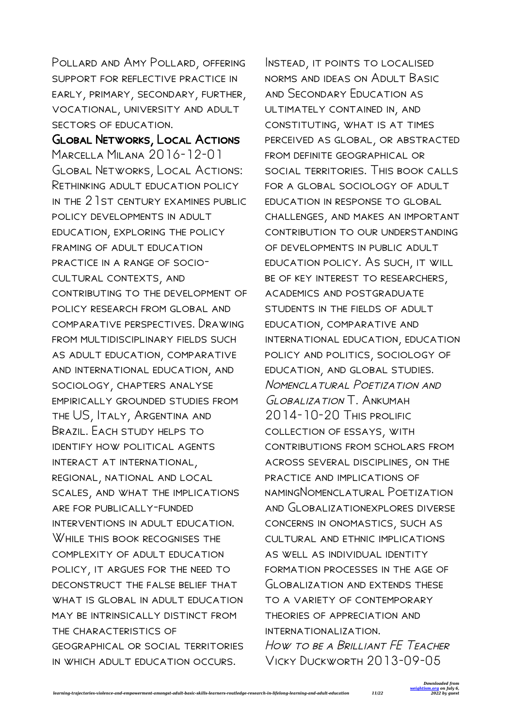Pollard and Amy Pollard, offering support for reflective practice in early, primary, secondary, further, vocational, university and adult sectors of education.

**Global Networks, Local Actions** Marcella Milana 2016-12-01 Global Networks, Local Actions: Rethinking adult education policy in the 21st century examines public policy developments in adult education, exploring the policy framing of adult education practice in a range of socio-cultural contexts, and contributing to the development of policy research from global and comparative perspectives. Drawing from multidisciplinary fields such as adult education, comparative and international education, and sociology, chapters analyse empirically grounded studies from the US, Italy, Argentina and Brazil. Each study helps to identify how political agents interact at international, regional, national and local scales, and what the implications are for publically-funded interventions in adult education. While this book recognises the complexity of adult education policy, it argues for the need to deconstruct the false belief that what is global in adult education may be intrinsically distinct from the characteristics of geographical or social territories in which adult education occurs. Instead, it points to localised norms and ideas on Adult Basic and Secondary Education as ultimately contained in, and constituting, what is at times perceived as global, or abstracted from definite geographical or social territories. This book calls for a global sociology of adult education in response to global challenges, and makes an important contribution to our understanding of developments in public adult education policy. As such, it will be of key interest to researchers, academics and postgraduate students in the fields of adult education, comparative and international education, education policy and politics, sociology of education, and global studies.

*Nomenclatural Poetization and Globalization* T. Ankumah 2014-10-20 This prolific collection of essays, with contributions from scholars from across several disciplines, on the practice and implications of namingNomenclatural Poetization and Globalizationexplores diverse concerns in onomastics, such as cultural and ethnic implications as well as individual identity formation processes in the age of Globalization and extends these to a variety of contemporary theories of appreciation and internationalization.

*How to be a Brilliant FE Teacher* Vicky Duckworth 2013-09-05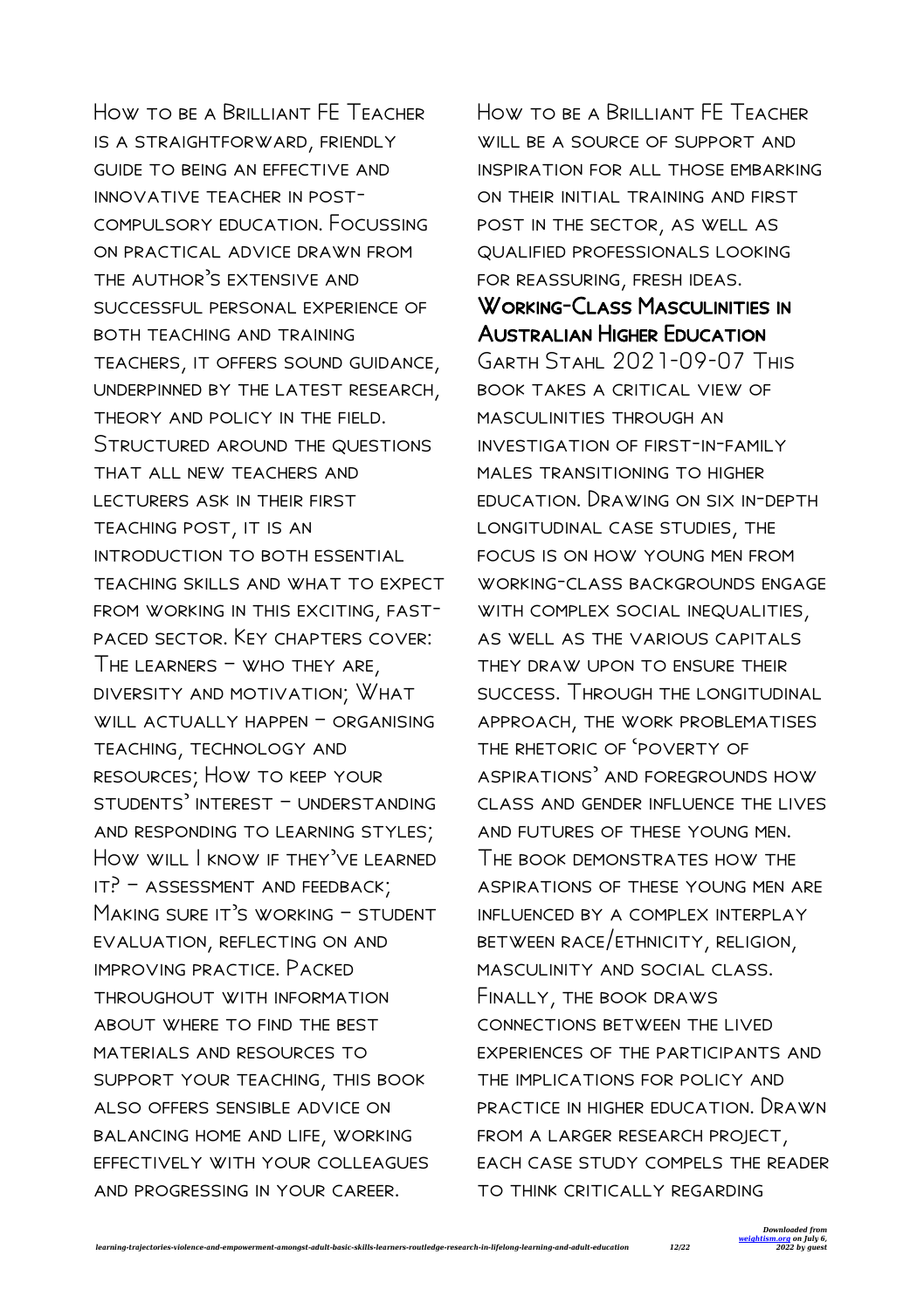How to be a Brilliant FE Teacher is a straightforward, friendly guide to being an effective and innovative teacher in post-compulsory education. Focussing on practical advice drawn from the author's extensive and successful personal experience of both teaching and training teachers, it offers sound guidance, underpinned by the latest research, theory and policy in the field. Structured around the questions that all new teachers and lecturers ask in their first teaching post, it is an introduction to both essential teaching skills and what to expect from working in this exciting, fast-paced sector. Key chapters cover: The learners – who they are, diversity and motivation; What will actually happen – organising teaching, technology and resources; How to keep your students' interest – understanding and responding to learning styles; How will I know if they've learned it? – assessment and feedback; Making sure it's working – student evaluation, reflecting on and improving practice. Packed throughout with information about where to find the best materials and resources to support your teaching, this book also offers sensible advice on balancing home and life, working effectively with your colleagues and progressing in your career. How to be a Brilliant FE Teacher will be a source of support and inspiration for all those embarking on their initial training and first post in the sector, as well as qualified professionals looking for reassuring, fresh ideas.

## Working-Class Masculinities in Australian Higher Education

Garth Stahl 2021-09-07 This book takes a critical view of masculinities through an investigation of first-in-family males transitioning to higher education. Drawing on six in-depth longitudinal case studies, the focus is on how young men from working-class backgrounds engage with complex social inequalities, as well as the various capitals they draw upon to ensure their success. Through the longitudinal approach, the work problematises the rhetoric of 'poverty of aspirations' and foregrounds how class and gender influence the lives and futures of these young men. The book demonstrates how the aspirations of these young men are influenced by a complex interplay between race/ethnicity, religion, masculinity and social class. Finally, the book draws connections between the lived experiences of the participants and the implications for policy and practice in higher education. Drawn from a larger research project, each case study compels the reader to think critically regarding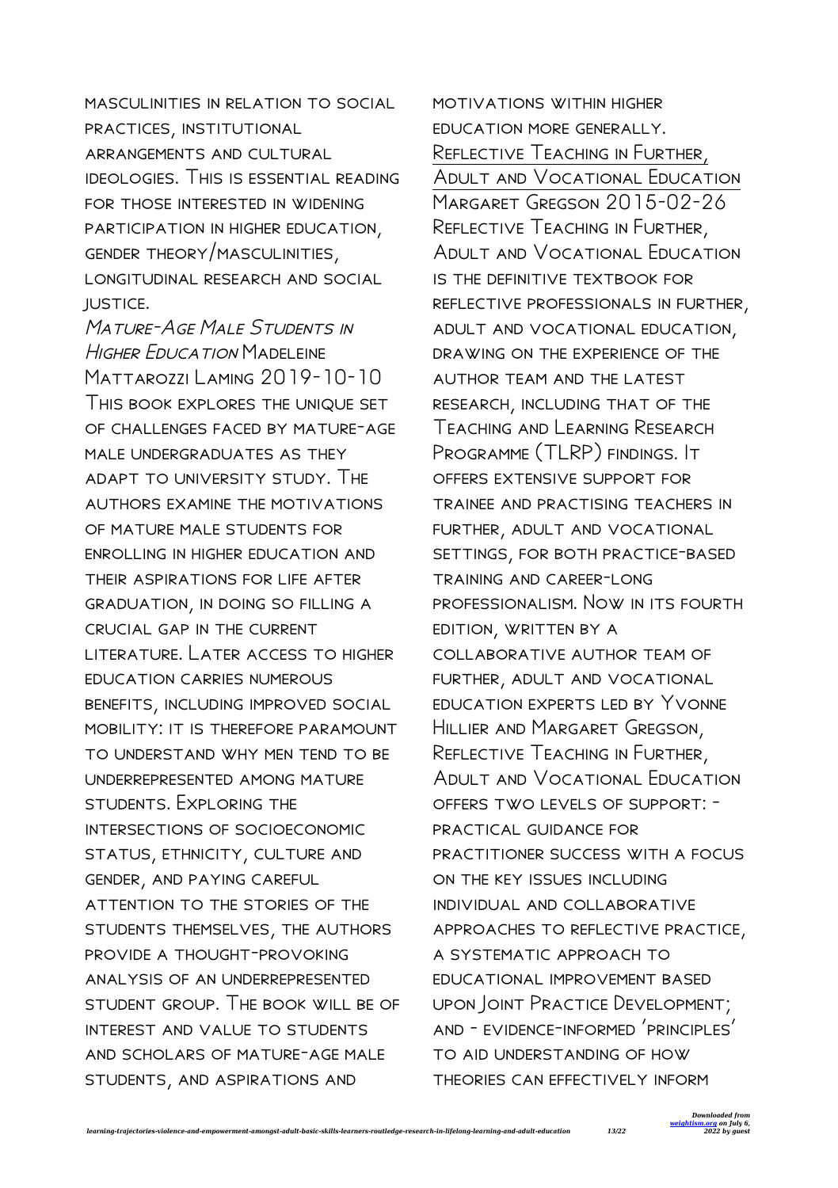masculinities in relation to social practices, institutional arrangements and cultural ideologies. This is essential reading for those interested in widening participation in higher education, gender theory/masculinities, longitudinal research and social justice.

*Mature-Age Male Students in Higher Education* Madeleine Mattarozzi Laming 2019-10-10 This book explores the unique set of challenges faced by mature-age male undergraduates as they adapt to university study. The authors examine the motivations of mature male students for enrolling in higher education and their aspirations for life after graduation, in doing so filling a crucial gap in the current literature. Later access to higher education carries numerous benefits, including improved social mobility: it is therefore paramount to understand why men tend to be underrepresented among mature students. Exploring the intersections of socioeconomic status, ethnicity, culture and gender, and paying careful attention to the stories of the students themselves, the authors provide a thought-provoking analysis of an underrepresented student group. The book will be of interest and value to students and scholars of mature-age male students, and aspirations and motivations within higher education more generally.

Reflective Teaching in Further, Adult and Vocational Education Margaret Gregson 2015-02-26 Reflective Teaching in Further, Adult and Vocational Education is the definitive textbook for reflective professionals in further, adult and vocational education, drawing on the experience of the author team and the latest research, including that of the Teaching and Learning Research Programme (TLRP) findings. It offers extensive support for trainee and practising teachers in further, adult and vocational settings, for both practice-based training and career-long professionalism. Now in its fourth edition, written by a collaborative author team of further, adult and vocational education experts led by Yvonne Hillier and Margaret Gregson, Reflective Teaching in Further, Adult and Vocational Education offers two levels of support: - practical guidance for practitioner success with a focus on the key issues including individual and collaborative approaches to reflective practice, a systematic approach to educational improvement based upon Joint Practice Development; and - evidence-informed 'principles' to aid understanding of how theories can effectively inform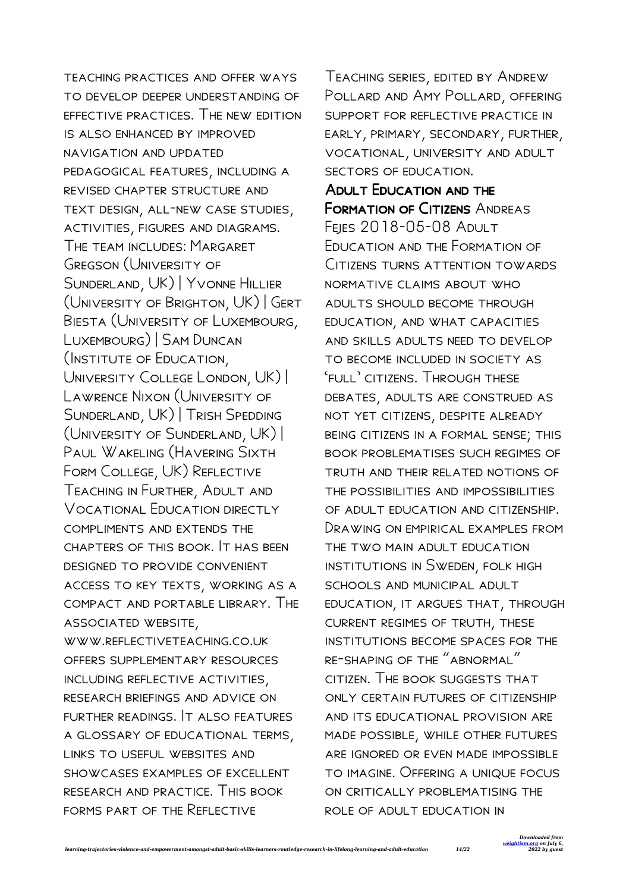teaching practices and offer ways to develop deeper understanding of effective practices. The new edition is also enhanced by improved navigation and updated pedagogical features, including a revised chapter structure and text design, all-new case studies, activities, figures and diagrams. The team includes: Margaret Gregson (University of Sunderland, UK) | Yvonne Hillier (University of Brighton, UK) | Gert Biesta (University of Luxembourg, Luxembourg) | Sam Duncan (Institute of Education, University College London, UK) | Lawrence Nixon (University of Sunderland, UK) | Trish Spedding (University of Sunderland, UK) | Paul Wakeling (Havering Sixth Form College, UK) Reflective Teaching in Further, Adult and Vocational Education directly compliments and extends the chapters of this book. It has been designed to provide convenient access to key texts, working as a compact and portable library. The associated website, www.reflectiveteaching.co.uk offers supplementary resources including reflective activities, research briefings and advice on further readings. It also features a glossary of educational terms, links to useful websites and showcases examples of excellent research and practice. This book forms part of the Reflective Teaching series, edited by Andrew Pollard and Amy Pollard, offering support for reflective practice in early, primary, secondary, further, vocational, university and adult sectors of education.

**Adult Education and the Formation of Citizens** Andreas Fejes 2018-05-08 Adult Education and the Formation of Citizens turns attention towards normative claims about who adults should become through education, and what capacities and skills adults need to develop to become included in society as 'full' citizens. Through these debates, adults are construed as not yet citizens, despite already being citizens in a formal sense; this book problematises such regimes of truth and their related notions of the possibilities and impossibilities of adult education and citizenship. Drawing on empirical examples from the two main adult education institutions in Sweden, folk high schools and municipal adult education, it argues that, through current regimes of truth, these institutions become spaces for the re-shaping of the "abnormal" citizen. The book suggests that only certain futures of citizenship and its educational provision are made possible, while other futures are ignored or even made impossible to imagine. Offering a unique focus on critically problematising the role of adult education in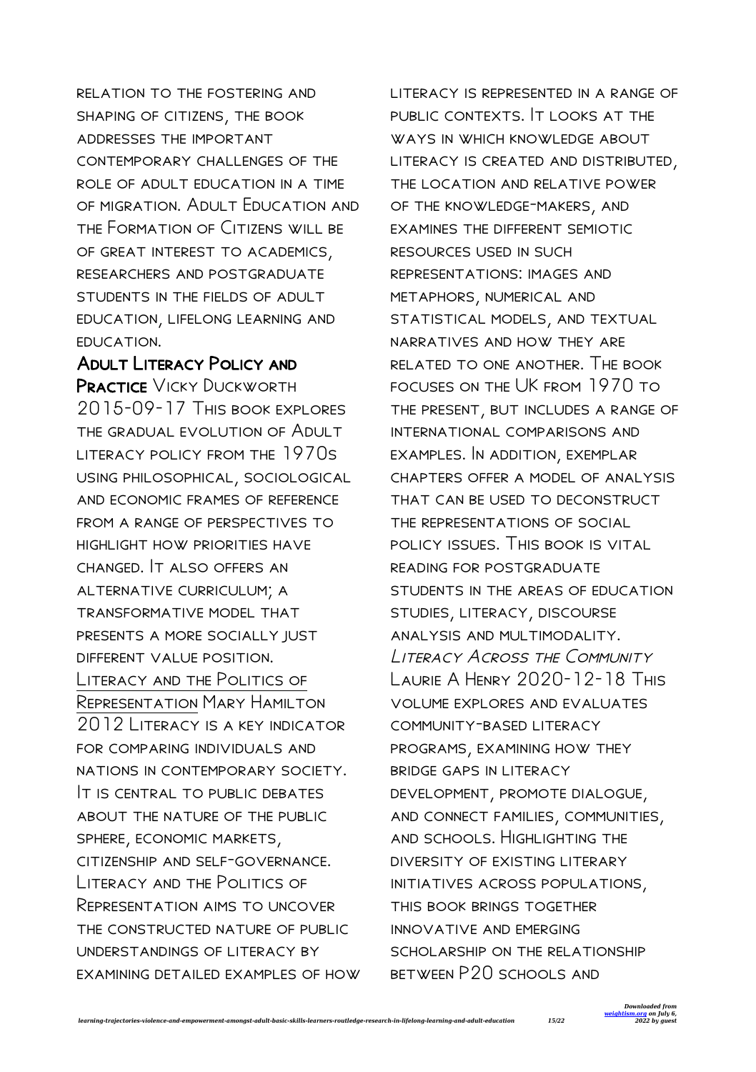relation to the fostering and shaping of citizens, the book addresses the important contemporary challenges of the role of adult education in a time of migration. Adult Education and the Formation of Citizens will be of great interest to academics, researchers and postgraduate students in the fields of adult education, lifelong learning and education.

**Adult Literacy Policy and Practice** Vicky Duckworth 2015-09-17 This book explores the gradual evolution of Adult literacy policy from the 1970s using philosophical, sociological and economic frames of reference from a range of perspectives to highlight how priorities have changed. It also offers an alternative curriculum; a transformative model that presents a more socially just different value position.

Literacy and the Politics of Representation Mary Hamilton 2012 Literacy is a key indicator for comparing individuals and nations in contemporary society. It is central to public debates about the nature of the public sphere, economic markets, citizenship and self-governance. Literacy and the Politics of Representation aims to uncover the constructed nature of public understandings of literacy by examining detailed examples of how literacy is represented in a range of public contexts. It looks at the ways in which knowledge about literacy is created and distributed, the location and relative power of the knowledge-makers, and examines the different semiotic resources used in such representations: images and metaphors, numerical and statistical models, and textual narratives and how they are related to one another. The book focuses on the UK from 1970 to the present, but includes a range of international comparisons and examples. In addition, exemplar chapters offer a model of analysis that can be used to deconstruct the representations of social policy issues. This book is vital reading for postgraduate students in the areas of education studies, literacy, discourse analysis and multimodality.

*Literacy Across the Community* Laurie A Henry 2020-12-18 This volume explores and evaluates community-based literacy programs, examining how they bridge gaps in literacy development, promote dialogue, and connect families, communities, and schools. Highlighting the diversity of existing literary initiatives across populations, this book brings together innovative and emerging scholarship on the relationship between P20 schools and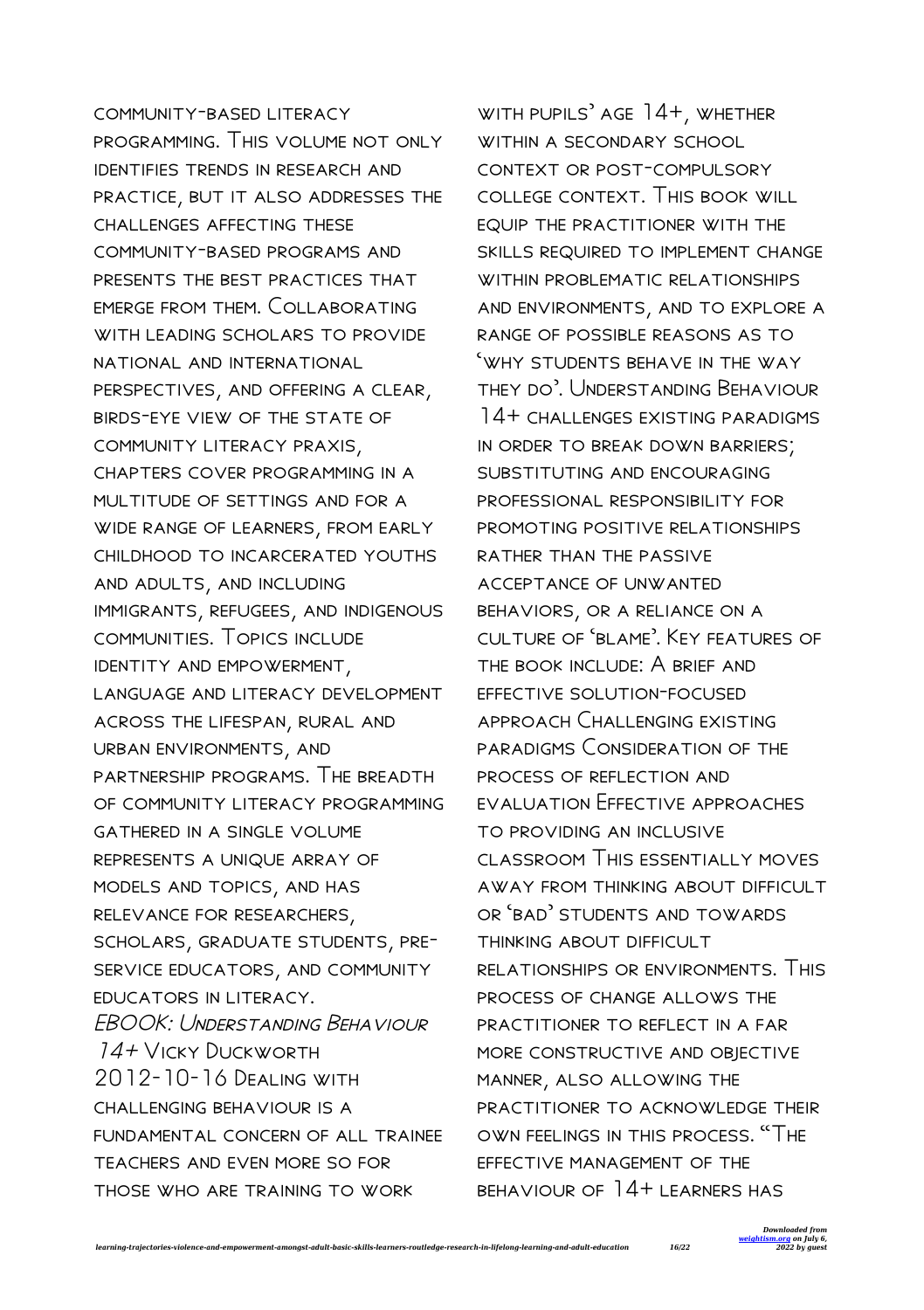community-based literacy programming. This volume not only identifies trends in research and practice, but it also addresses the challenges affecting these community-based programs and presents the best practices that emerge from them. Collaborating with leading scholars to provide national and international perspectives, and offering a clear, birds-eye view of the state of community literacy praxis, chapters cover programming in a multitude of settings and for a wide range of learners, from early childhood to incarcerated youths and adults, and including immigrants, refugees, and indigenous communities. Topics include identity and empowerment, language and literacy development across the lifespan, rural and urban environments, and partnership programs. The breadth of community literacy programming gathered in a single volume represents a unique array of models and topics, and has relevance for researchers, scholars, graduate students, pre-service educators, and community educators in literacy.

*EBOOK: Understanding Behaviour 14+* Vicky Duckworth 2012-10-16 Dealing with challenging behaviour is a fundamental concern of all trainee teachers and even more so for those who are training to work with pupils' age 14+, whether within a secondary school context or post-compulsory college context. This book will equip the practitioner with the skills required to implement change within problematic relationships and environments, and to explore a range of possible reasons as to 'why students behave in the way they do'. Understanding Behaviour 14+ challenges existing paradigms in order to break down barriers; substituting and encouraging professional responsibility for promoting positive relationships rather than the passive acceptance of unwanted behaviors, or a reliance on a culture of 'blame'. Key features of the book include: A brief and effective solution-focused approach Challenging existing paradigms Consideration of the process of reflection and evaluation Effective approaches to providing an inclusive classroom This essentially moves away from thinking about difficult or 'bad' students and towards thinking about difficult relationships or environments. This process of change allows the practitioner to reflect in a far more constructive and objective manner, also allowing the practitioner to acknowledge their own feelings in this process. "The effective management of the behaviour of 14+ learners has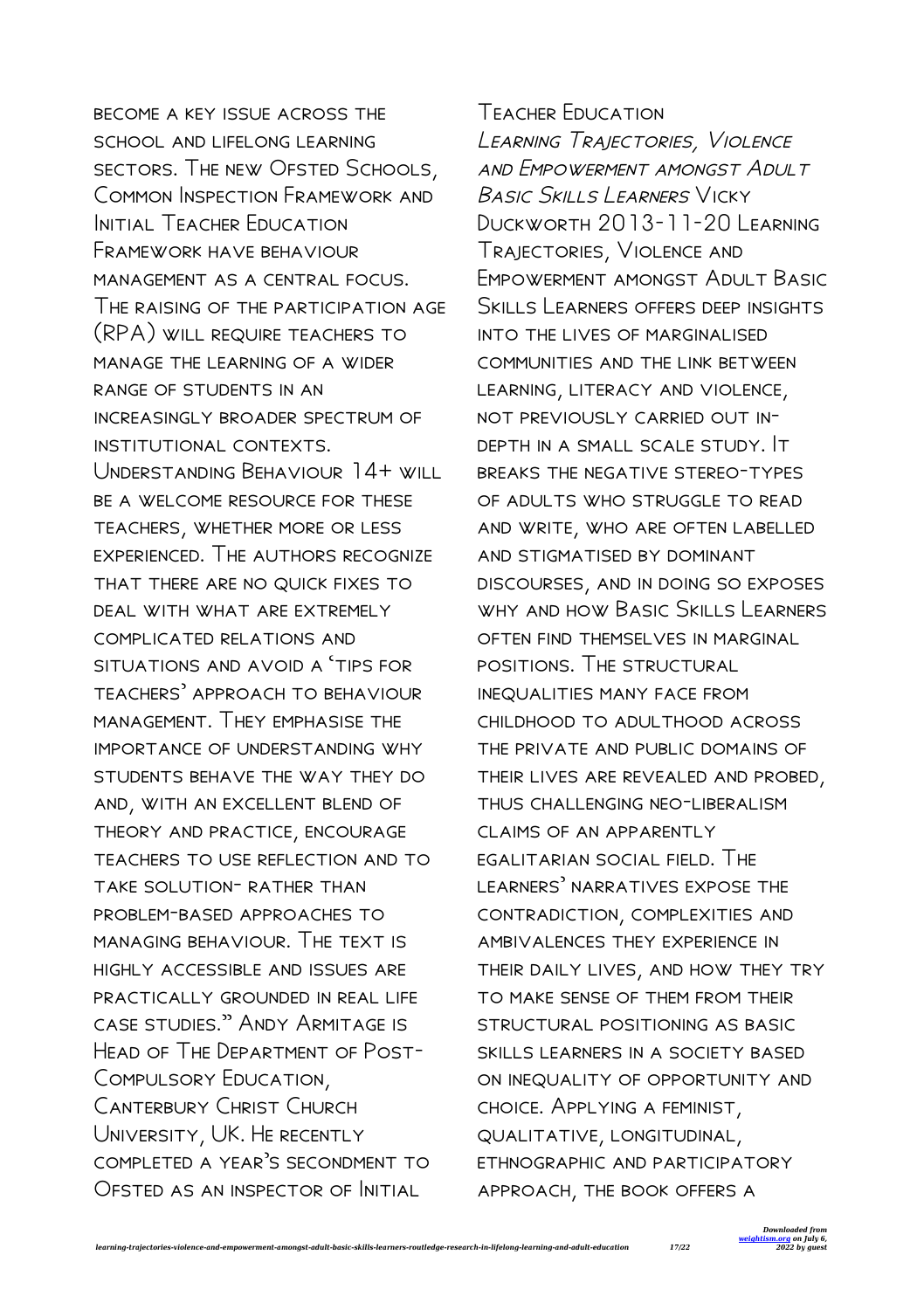become a key issue across the school and lifelong learning sectors. The new Ofsted Schools, Common Inspection Framework and Initial Teacher Education Framework have behaviour management as a central focus. The raising of the participation age (RPA) will require teachers to manage the learning of a wider range of students in an increasingly broader spectrum of institutional contexts. Understanding Behaviour 14+ will be a welcome resource for these teachers, whether more or less experienced. The authors recognize that there are no quick fixes to deal with what are extremely complicated relations and situations and avoid a 'tips for teachers' approach to behaviour management. They emphasise the importance of understanding why students behave the way they do and, with an excellent blend of theory and practice, encourage teachers to use reflection and to take solution- rather than problem-based approaches to managing behaviour. The text is highly accessible and issues are practically grounded in real life case studies." Andy Armitage is Head of The Department of Post-Compulsory Education, Canterbury Christ Church University, UK. He recently completed a year's secondment to Ofsted as an inspector of Initial Teacher Education

*Learning Trajectories, Violence and Empowerment amongst Adult Basic Skills Learners* Vicky Duckworth 2013-11-20 Learning Trajectories, Violence and Empowerment amongst Adult Basic Skills Learners offers deep insights into the lives of marginalised communities and the link between learning, literacy and violence, not previously carried out in-depth in a small scale study. It breaks the negative stereo-types of adults who struggle to read and write, who are often labelled and stigmatised by dominant discourses, and in doing so exposes why and how Basic Skills Learners often find themselves in marginal positions. The structural inequalities many face from childhood to adulthood across the private and public domains of their lives are revealed and probed, thus challenging neo-liberalism claims of an apparently egalitarian social field. The learners' narratives expose the contradiction, complexities and ambivalences they experience in their daily lives, and how they try to make sense of them from their structural positioning as basic skills learners in a society based on inequality of opportunity and choice. Applying a feminist, qualitative, longitudinal, ethnographic and participatory approach, the book offers a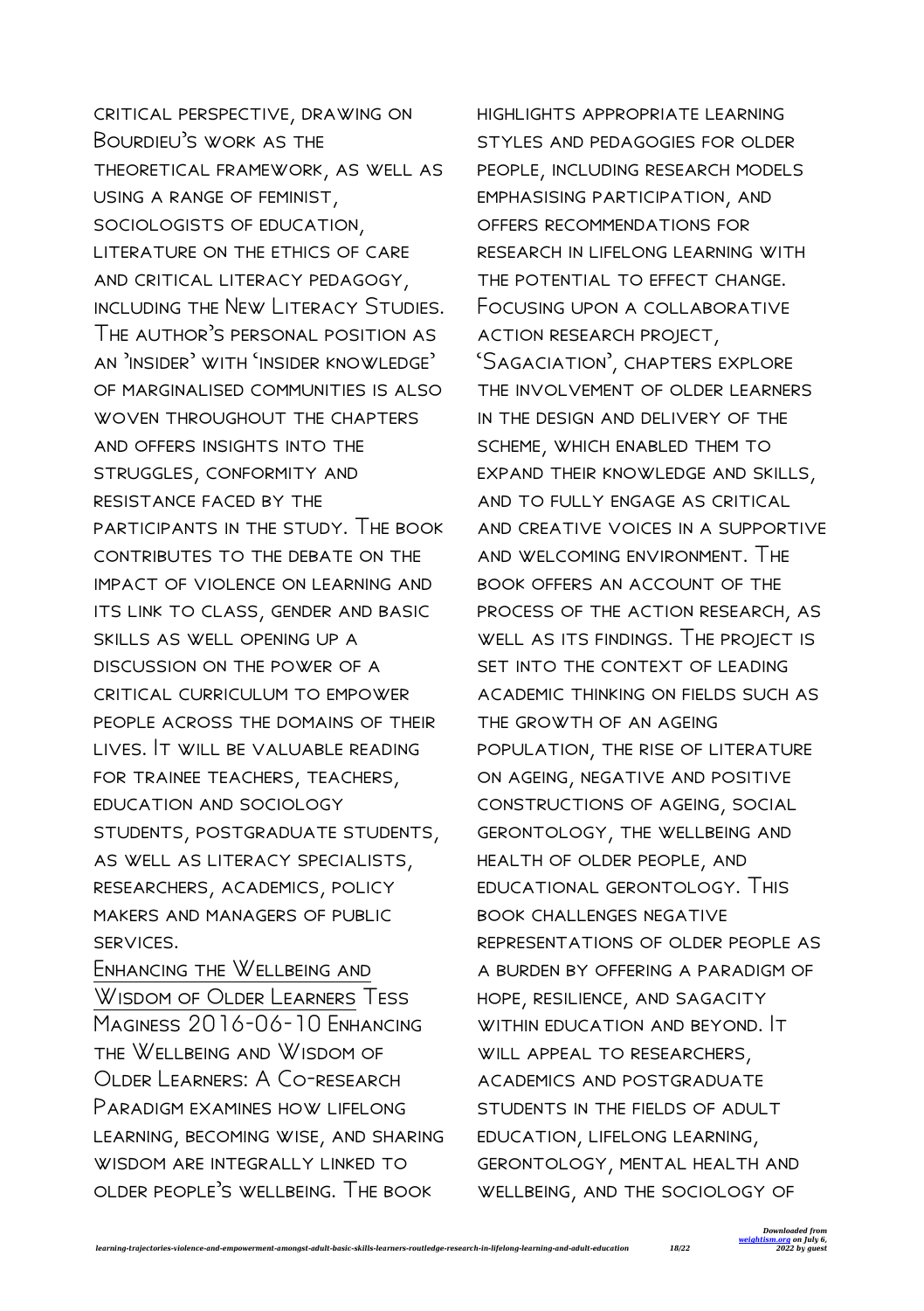critical perspective, drawing on Bourdieu's work as the theoretical framework, as well as using a range of feminist, sociologists of education, literature on the ethics of care and critical literacy pedagogy, including the New Literacy Studies. The author's personal position as an 'insider' with 'insider knowledge' of marginalised communities is also woven throughout the chapters and offers insights into the struggles, conformity and resistance faced by the participants in the study. The book contributes to the debate on the impact of violence on learning and its link to class, gender and basic skills as well opening up a discussion on the power of a critical curriculum to empower people across the domains of their lives. It will be valuable reading for trainee teachers, teachers, education and sociology students, postgraduate students, as well as literacy specialists, researchers, academics, policy makers and managers of public services.

Enhancing the Wellbeing and Wisdom of Older Learners Tess Maginess 2016-06-10 Enhancing the Wellbeing and Wisdom of Older Learners: A Co-research Paradigm examines how lifelong learning, becoming wise, and sharing wisdom are integrally linked to older people's wellbeing. The book highlights appropriate learning styles and pedagogies for older people, including research models emphasising participation, and offers recommendations for research in lifelong learning with the potential to effect change. Focusing upon a collaborative action research project, 'Sagaciation', chapters explore the involvement of older learners in the design and delivery of the scheme, which enabled them to expand their knowledge and skills, and to fully engage as critical and creative voices in a supportive and welcoming environment. The book offers an account of the process of the action research, as well as its findings. The project is set into the context of leading academic thinking on fields such as the growth of an ageing population, the rise of literature on ageing, negative and positive constructions of ageing, social gerontology, the wellbeing and health of older people, and educational gerontology. This book challenges negative representations of older people as a burden by offering a paradigm of hope, resilience, and sagacity within education and beyond. It will appeal to researchers, academics and postgraduate students in the fields of adult education, lifelong learning, gerontology, mental health and wellbeing, and the sociology of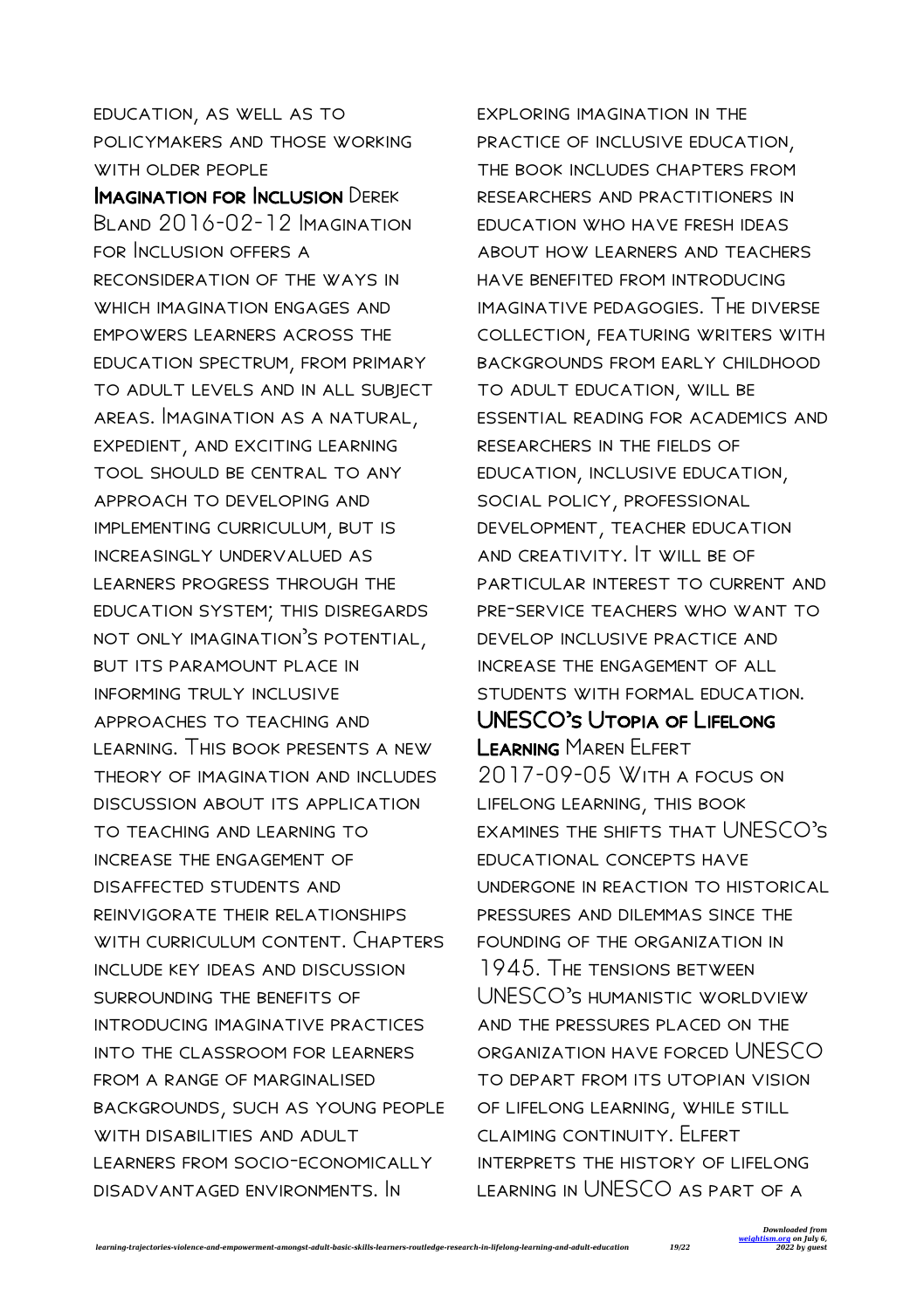education, as well as to policymakers and those working with older people

**Imagination for Inclusion** Derek Bland 2016-02-12 Imagination for Inclusion offers a reconsideration of the ways in which imagination engages and empowers learners across the education spectrum, from primary to adult levels and in all subject areas. Imagination as a natural, expedient, and exciting learning tool should be central to any approach to developing and implementing curriculum, but is increasingly undervalued as learners progress through the education system; this disregards not only imagination's potential, but its paramount place in informing truly inclusive approaches to teaching and learning. This book presents a new theory of imagination and includes discussion about its application to teaching and learning to increase the engagement of disaffected students and reinvigorate their relationships with curriculum content. Chapters include key ideas and discussion surrounding the benefits of introducing imaginative practices into the classroom for learners from a range of marginalised backgrounds, such as young people with disabilities and adult learners from socio-economically disadvantaged environments. In exploring imagination in the practice of inclusive education, the book includes chapters from researchers and practitioners in education who have fresh ideas about how learners and teachers have benefited from introducing imaginative pedagogies. The diverse collection, featuring writers with backgrounds from early childhood to adult education, will be essential reading for academics and researchers in the fields of education, inclusive education, social policy, professional development, teacher education and creativity. It will be of particular interest to current and pre-service teachers who want to develop inclusive practice and increase the engagement of all students with formal education.

**UNESCO's Utopia of Lifelong Learning** Maren Elfert 2017-09-05 With a focus on lifelong learning, this book examines the shifts that UNESCO's educational concepts have undergone in reaction to historical pressures and dilemmas since the founding of the organization in 1945. The tensions between UNESCO's humanistic worldview and the pressures placed on the organization have forced UNESCO to depart from its utopian vision of lifelong learning, while still claiming continuity. Elfert interprets the history of lifelong learning in UNESCO as part of a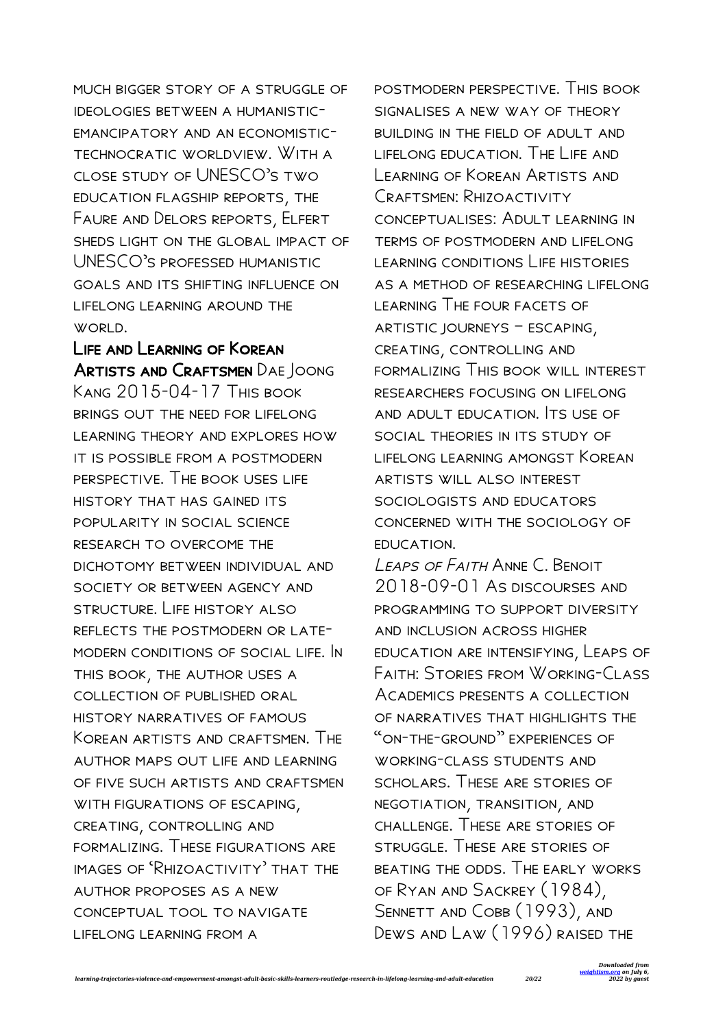much bigger story of a struggle of ideologies between a humanistic-emancipatory and an economistic-technocratic worldview. With a close study of UNESCO's two education flagship reports, the Faure and Delors reports, Elfert sheds light on the global impact of UNESCO's professed humanistic goals and its shifting influence on lifelong learning around the world.

**Life and Learning of Korean Artists and Craftsmen** Dae Joong Kang 2015-04-17 This book brings out the need for lifelong learning theory and explores how it is possible from a postmodern perspective. The book uses life history that has gained its popularity in social science research to overcome the dichotomy between individual and society or between agency and structure. Life history also reflects the postmodern or late-modern conditions of social life. In this book, the author uses a collection of published oral history narratives of famous Korean artists and craftsmen. The author maps out life and learning of five such artists and craftsmen with figurations of escaping, creating, controlling and formalizing. These figurations are images of 'Rhizoactivity' that the author proposes as a new conceptual tool to navigate lifelong learning from a postmodern perspective. This book signalises a new way of theory building in the field of adult and lifelong education. The Life and Learning of Korean Artists and Craftsmen: Rhizoactivity conceptualises: Adult learning in terms of postmodern and lifelong learning conditions Life histories as a method of researching lifelong learning The four facets of artistic journeys – escaping, creating, controlling and formalizing This book will interest researchers focusing on lifelong and adult education. Its use of social theories in its study of lifelong learning amongst Korean artists will also interest sociologists and educators concerned with the sociology of education.

*Leaps of Faith* Anne C. Benoit 2018-09-01 As discourses and programming to support diversity and inclusion across higher education are intensifying, Leaps of Faith: Stories from Working-Class Academics presents a collection of narratives that highlights the "on-the-ground" experiences of working-class students and scholars. These are stories of negotiation, transition, and challenge. These are stories of struggle. These are stories of beating the odds. The early works of Ryan and Sackrey (1984), Sennett and Cobb (1993), and Dews and Law (1996) raised the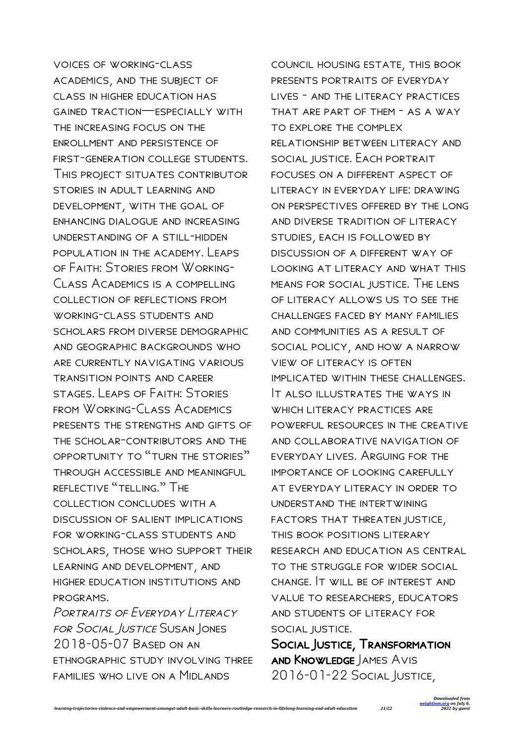voices of working-class academics, and the subject of class in higher education has gained traction—especially with the increasing focus on the enrollment and persistence of first-generation college students. This project situates contributor stories in adult learning and development, with the goal of enhancing dialogue and increasing understanding of a still-hidden population in the academy. Leaps of Faith: Stories from Working-Class Academics is a compelling collection of reflections from working-class students and scholars from diverse demographic and geographic backgrounds who are currently navigating various transition points and career stages. Leaps of Faith: Stories from Working-Class Academics presents the strengths and gifts of the scholar-contributors and the opportunity to "turn the stories" through accessible and meaningful reflective "telling." The collection concludes with a discussion of salient implications for working-class students and scholars, those who support their learning and development, and higher education institutions and programs.

*Portraits of Everyday Literacy for Social Justice* Susan Jones 2018-05-07 Based on an ethnographic study involving three families who live on a Midlands council housing estate, this book presents portraits of everyday lives - and the literacy practices that are part of them - as a way to explore the complex relationship between literacy and social justice. Each portrait focuses on a different aspect of literacy in everyday life: drawing on perspectives offered by the long and diverse tradition of literacy studies, each is followed by discussion of a different way of looking at literacy and what this means for social justice. The lens of literacy allows us to see the challenges faced by many families and communities as a result of social policy, and how a narrow view of literacy is often implicated within these challenges. It also illustrates the ways in which literacy practices are powerful resources in the creative and collaborative navigation of everyday lives. Arguing for the importance of looking carefully at everyday literacy in order to understand the intertwining factors that threaten justice, this book positions literary research and education as central to the struggle for wider social change. It will be of interest and value to researchers, educators and students of literacy for social justice.

**Social Justice, Transformation and Knowledge** James Avis 2016-01-22 Social Justice,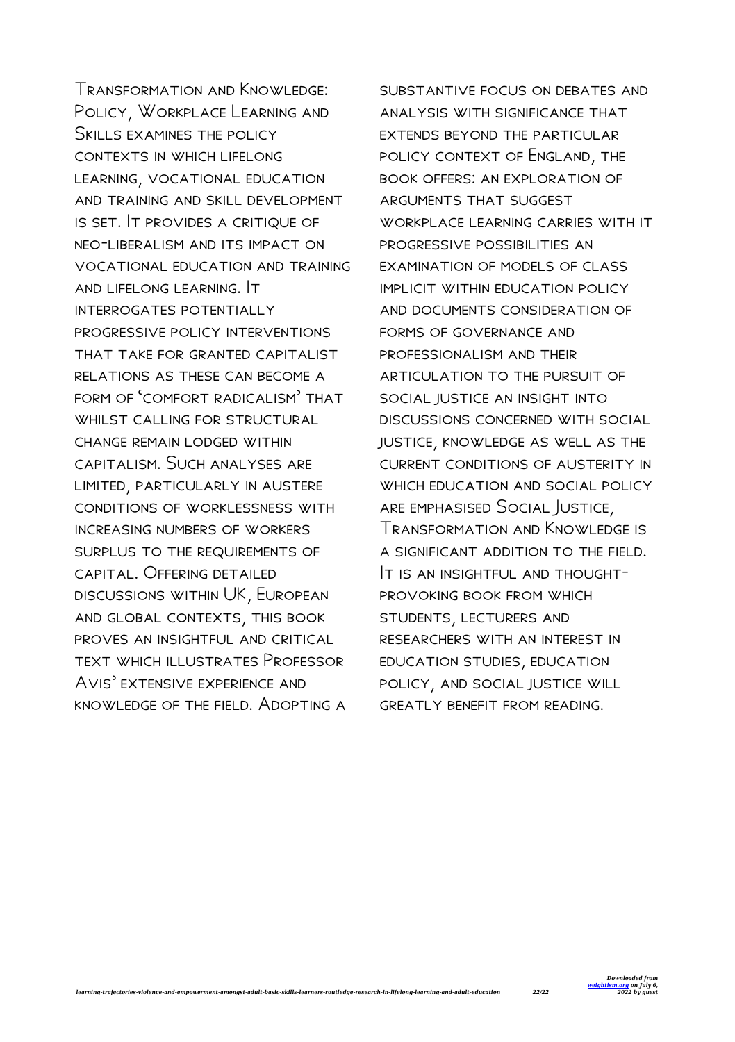Transformation and Knowledge: Policy, Workplace Learning and Skills examines the policy contexts in which lifelong learning, vocational education and training and skill development is set. It provides a critique of neo-liberalism and its impact on vocational education and training and lifelong learning. It interrogates potentially progressive policy interventions that take for granted capitalist relations as these can become a form of 'comfort radicalism' that whilst calling for structural change remain lodged within capitalism. Such analyses are limited, particularly in austere conditions of worklessness with increasing numbers of workers surplus to the requirements of capital. Offering detailed discussions within UK, European and global contexts, this book proves an insightful and critical text which illustrates Professor Avis' extensive experience and knowledge of the field. Adopting a substantive focus on debates and analysis with significance that extends beyond the particular policy context of England, the book offers: an exploration of arguments that suggest workplace learning carries with it progressive possibilities an examination of models of class implicit within education policy and documents consideration of forms of governance and professionalism and their articulation to the pursuit of social justice an insight into discussions concerned with social justice, knowledge as well as the current conditions of austerity in which education and social policy are emphasised Social Justice, Transformation and Knowledge is a significant addition to the field. It is an insightful and thought-provoking book from which students, lecturers and researchers with an interest in education studies, education policy, and social justice will greatly benefit from reading.